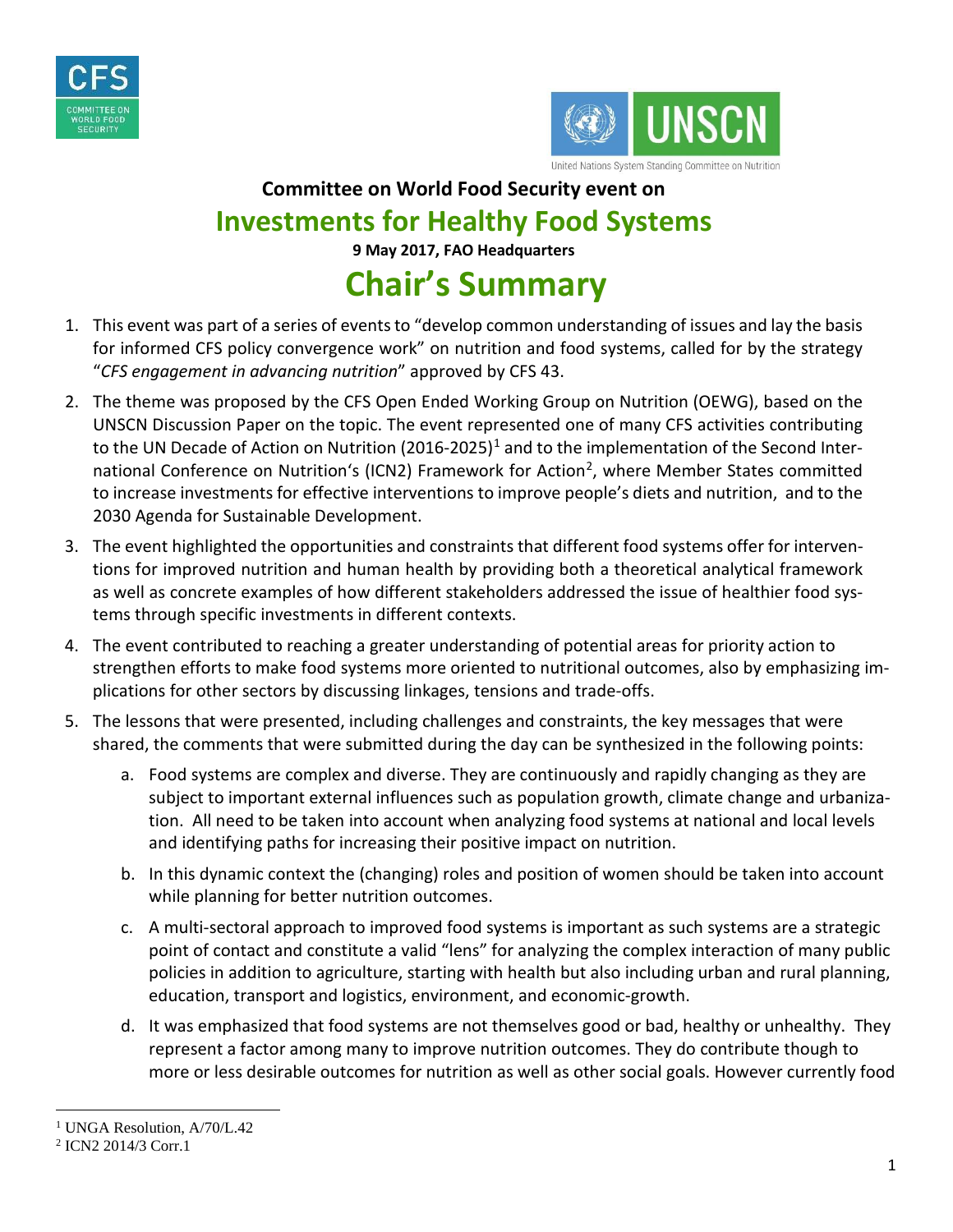**Committee on World Food Security event on**

# Investments for Healthy Food Systems

**9 May 2017, FAO Headquarters**

# Chair's Summary

1. This event was part of a series of events to "develop common understanding of issues and lay the basis for informed CFS policy convergence work" on nutrition and food systems, called for by the strategy "*CFS engagement in advancing nutrition*" approved by CFS 43.
2. The theme was proposed by the CFS Open Ended Working Group on Nutrition (OEWG), based on the UNSCN Discussion Paper on the topic. The event represented one of many CFS activities contributing to the UN Decade of Action on Nutrition (2016-2025)[1] and to the implementation of the Second International Conference on Nutrition's (ICN2) Framework for Action[2], where Member States committed to increase investments for effective interventions to improve people's diets and nutrition, and to the 2030 Agenda for Sustainable Development.
3. The event highlighted the opportunities and constraints that different food systems offer for interventions for improved nutrition and human health by providing both a theoretical analytical framework as well as concrete examples of how different stakeholders addressed the issue of healthier food systems through specific investments in different contexts.
4. The event contributed to reaching a greater understanding of potential areas for priority action to strengthen efforts to make food systems more oriented to nutritional outcomes, also by emphasizing implications for other sectors by discussing linkages, tensions and trade-offs.
5. The lessons that were presented, including challenges and constraints, the key messages that were shared, the comments that were submitted during the day can be synthesized in the following points:
    a. Food systems are complex and diverse. They are continuously and rapidly changing as they are subject to important external influences such as population growth, climate change and urbanization. All need to be taken into account when analyzing food systems at national and local levels and identifying paths for increasing their positive impact on nutrition.
    b. In this dynamic context the (changing) roles and position of women should be taken into account while planning for better nutrition outcomes.
    c. A multi-sectoral approach to improved food systems is important as such systems are a strategic point of contact and constitute a valid "lens" for analyzing the complex interaction of many public policies in addition to agriculture, starting with health but also including urban and rural planning, education, transport and logistics, environment, and economic-growth.
    d. It was emphasized that food systems are not themselves good or bad, healthy or unhealthy. They represent a factor among many to improve nutrition outcomes. They do contribute though to more or less desirable outcomes for nutrition as well as other social goals. However currently food

[1] UNGA Resolution, A/70/L.42

[2] ICN2 2014/3 Corr.1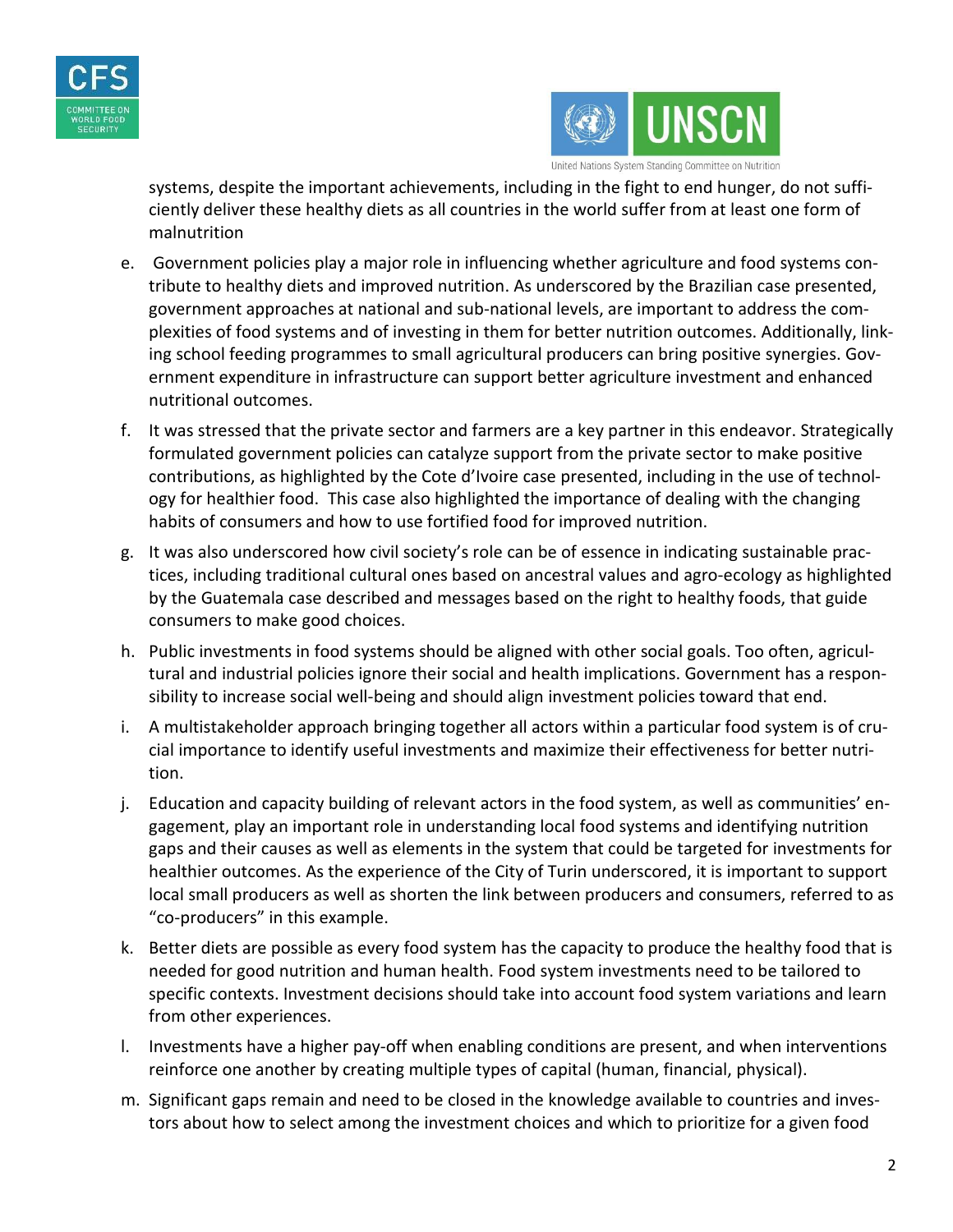systems, despite the important achievements, including in the fight to end hunger, do not sufficiently deliver these healthy diets as all countries in the world suffer from at least one form of malnutrition

e. Government policies play a major role in influencing whether agriculture and food systems contribute to healthy diets and improved nutrition. As underscored by the Brazilian case presented, government approaches at national and sub-national levels, are important to address the complexities of food systems and of investing in them for better nutrition outcomes. Additionally, linking school feeding programmes to small agricultural producers can bring positive synergies. Government expenditure in infrastructure can support better agriculture investment and enhanced nutritional outcomes.

f. It was stressed that the private sector and farmers are a key partner in this endeavor. Strategically formulated government policies can catalyze support from the private sector to make positive contributions, as highlighted by the Cote d'Ivoire case presented, including in the use of technology for healthier food. This case also highlighted the importance of dealing with the changing habits of consumers and how to use fortified food for improved nutrition.

g. It was also underscored how civil society's role can be of essence in indicating sustainable practices, including traditional cultural ones based on ancestral values and agro-ecology as highlighted by the Guatemala case described and messages based on the right to healthy foods, that guide consumers to make good choices.

h. Public investments in food systems should be aligned with other social goals. Too often, agricultural and industrial policies ignore their social and health implications. Government has a responsibility to increase social well-being and should align investment policies toward that end.

i. A multistakeholder approach bringing together all actors within a particular food system is of crucial importance to identify useful investments and maximize their effectiveness for better nutrition.

j. Education and capacity building of relevant actors in the food system, as well as communities' engagement, play an important role in understanding local food systems and identifying nutrition gaps and their causes as well as elements in the system that could be targeted for investments for healthier outcomes. As the experience of the City of Turin underscored, it is important to support local small producers as well as shorten the link between producers and consumers, referred to as "co-producers" in this example.

k. Better diets are possible as every food system has the capacity to produce the healthy food that is needed for good nutrition and human health. Food system investments need to be tailored to specific contexts. Investment decisions should take into account food system variations and learn from other experiences.

l. Investments have a higher pay-off when enabling conditions are present, and when interventions reinforce one another by creating multiple types of capital (human, financial, physical).

m. Significant gaps remain and need to be closed in the knowledge available to countries and investors about how to select among the investment choices and which to prioritize for a given food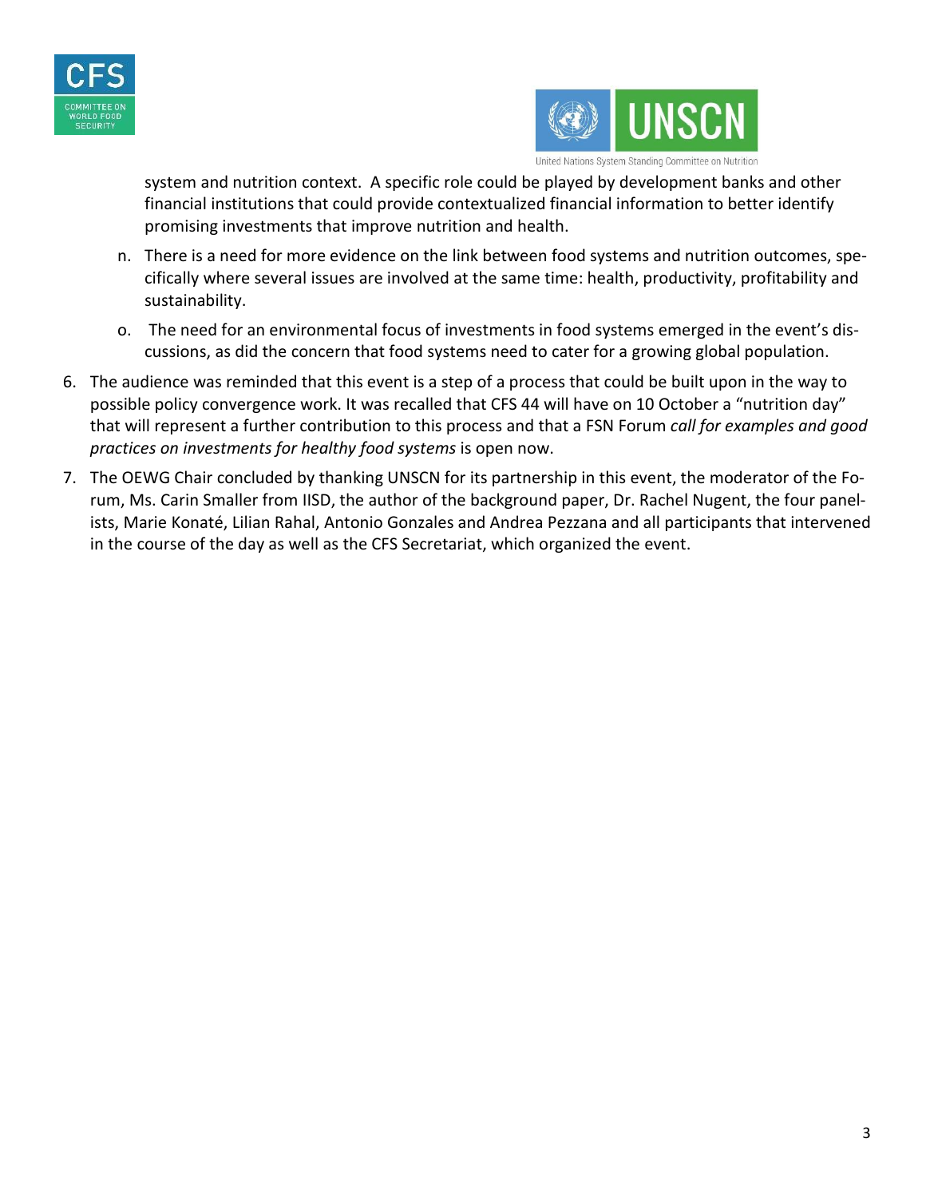system and nutrition context. A specific role could be played by development banks and other financial institutions that could provide contextualized financial information to better identify promising investments that improve nutrition and health.

n. There is a need for more evidence on the link between food systems and nutrition outcomes, specifically where several issues are involved at the same time: health, productivity, profitability and sustainability.

o. The need for an environmental focus of investments in food systems emerged in the event's discussions, as did the concern that food systems need to cater for a growing global population.

6. The audience was reminded that this event is a step of a process that could be built upon in the way to possible policy convergence work. It was recalled that CFS 44 will have on 10 October a "nutrition day" that will represent a further contribution to this process and that a FSN Forum *call for examples and good practices on investments for healthy food systems* is open now.

7. The OEWG Chair concluded by thanking UNSCN for its partnership in this event, the moderator of the Forum, Ms. Carin Smaller from IISD, the author of the background paper, Dr. Rachel Nugent, the four panelists, Marie Konaté, Lilian Rahal, Antonio Gonzales and Andrea Pezzana and all participants that intervened in the course of the day as well as the CFS Secretariat, which organized the event.